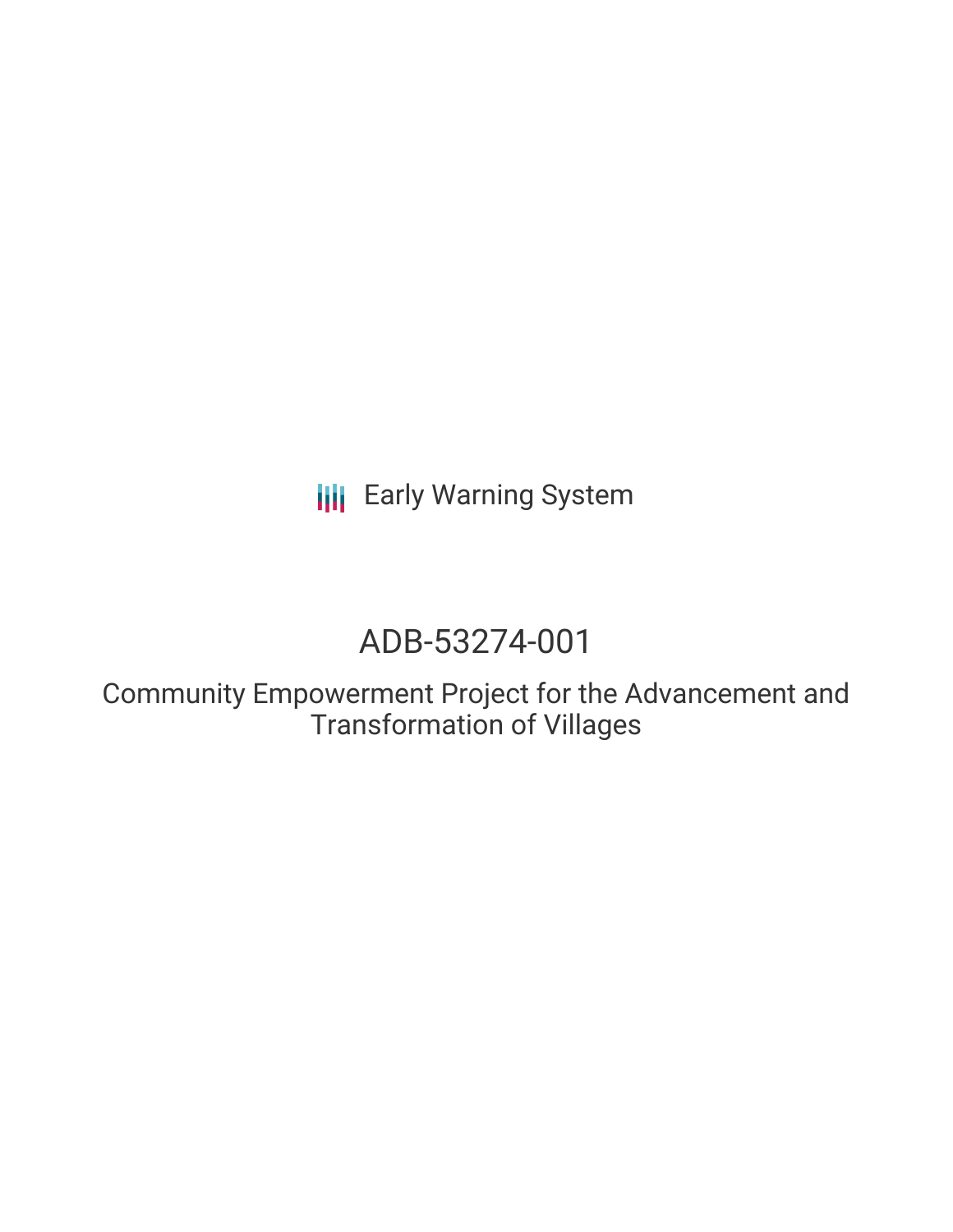Early Warning System

# ADB-53274-001

## Community Empowerment Project for the Advancement and Transformation of Villages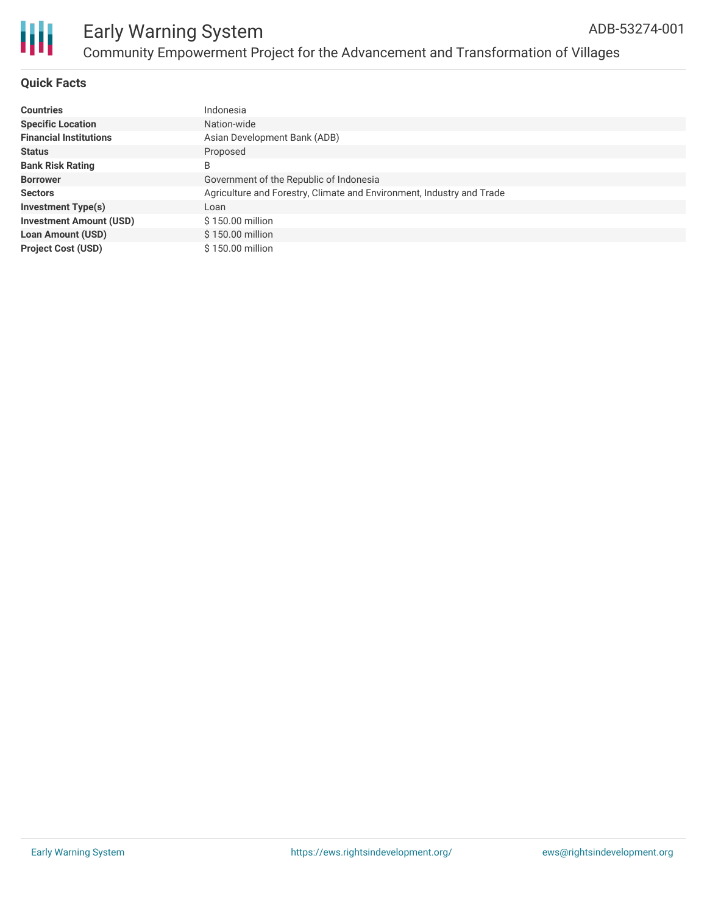## Quick Facts

| | |
|---|---|
| **Countries** | Indonesia |
| **Specific Location** | Nation-wide |
| **Financial Institutions** | Asian Development Bank (ADB) |
| **Status** | Proposed |
| **Bank Risk Rating** | B |
| **Borrower** | Government of the Republic of Indonesia |
| **Sectors** | Agriculture and Forestry, Climate and Environment, Industry and Trade |
| **Investment Type(s)** | Loan |
| **Investment Amount (USD)** | $ 150.00 million |
| **Loan Amount (USD)** | $ 150.00 million |
| **Project Cost (USD)** | $ 150.00 million |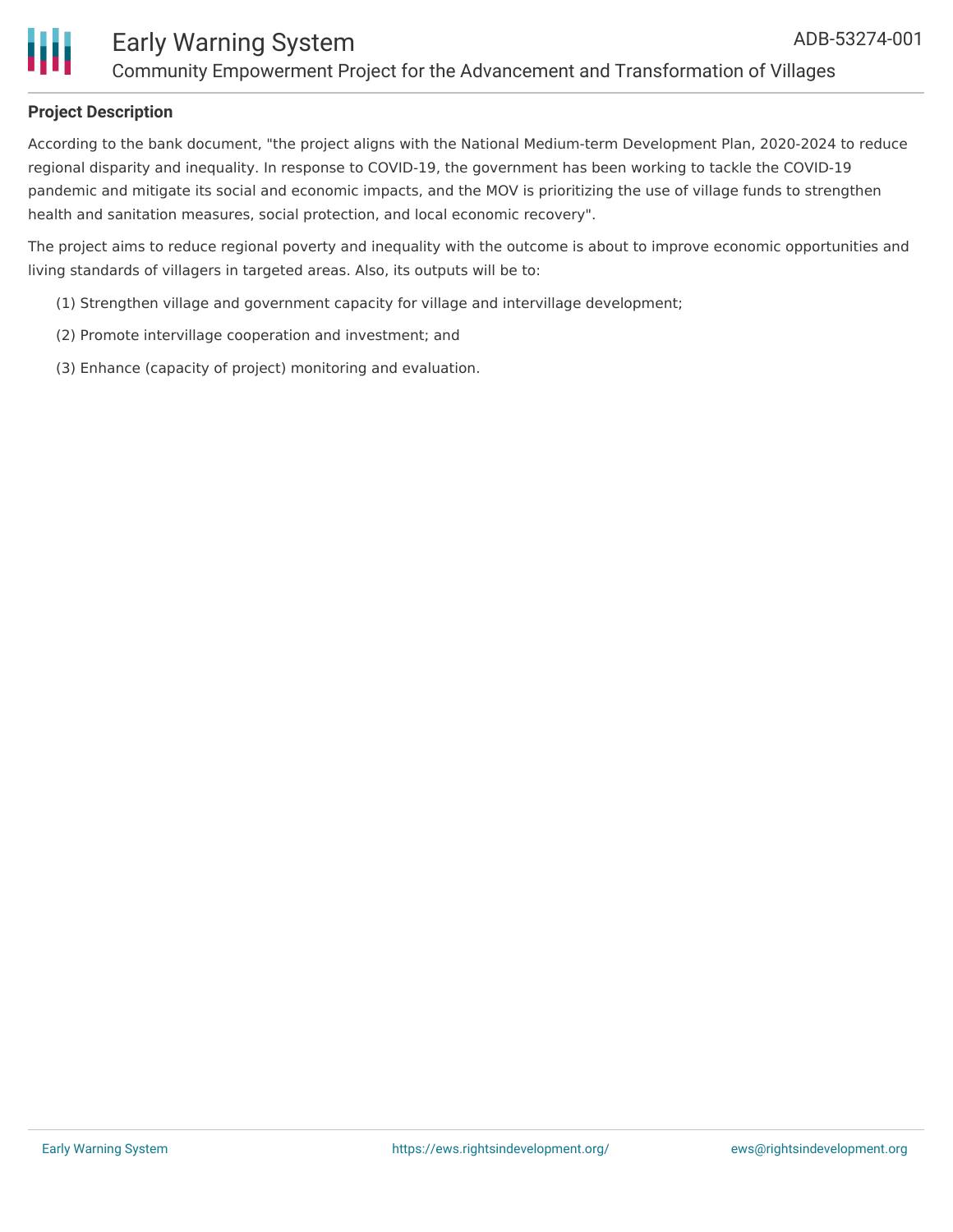## Project Description

According to the bank document, "the project aligns with the National Medium-term Development Plan, 2020-2024 to reduce regional disparity and inequality. In response to COVID-19, the government has been working to tackle the COVID-19 pandemic and mitigate its social and economic impacts, and the MOV is prioritizing the use of village funds to strengthen health and sanitation measures, social protection, and local economic recovery".

The project aims to reduce regional poverty and inequality with the outcome is about to improve economic opportunities and living standards of villagers in targeted areas. Also, its outputs will be to:

(1) Strengthen village and government capacity for village and intervillage development;

(2) Promote intervillage cooperation and investment; and

(3) Enhance (capacity of project) monitoring and evaluation.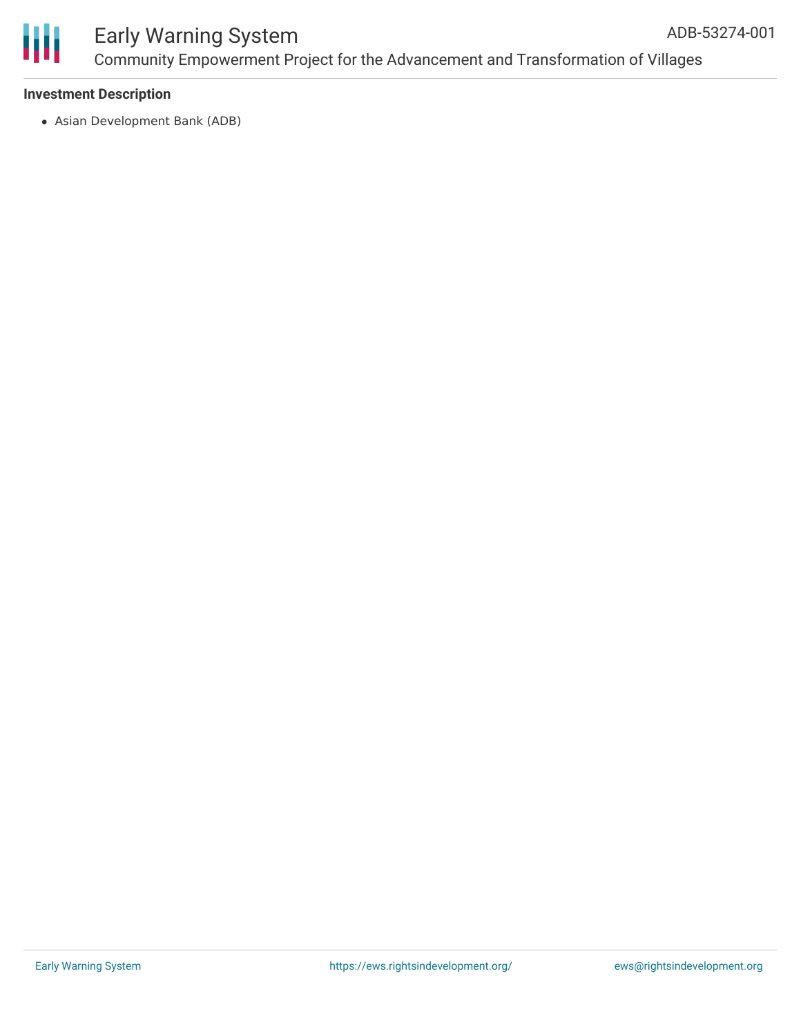**Investment Description**

- Asian Development Bank (ADB)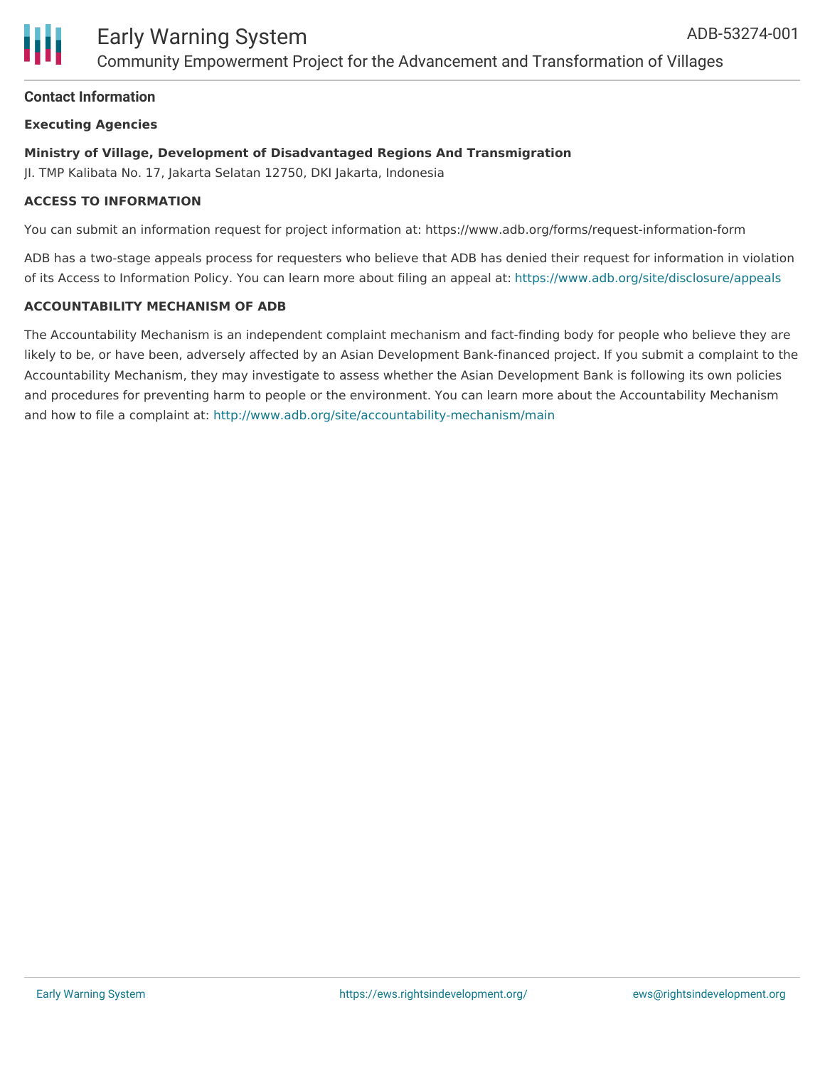## Contact Information

**Executing Agencies**

**Ministry of Village, Development of Disadvantaged Regions And Transmigration**
Jl. TMP Kalibata No. 17, Jakarta Selatan 12750, DKI Jakarta, Indonesia

**ACCESS TO INFORMATION**

You can submit an information request for project information at: https://www.adb.org/forms/request-information-form

ADB has a two-stage appeals process for requesters who believe that ADB has denied their request for information in violation of its Access to Information Policy. You can learn more about filing an appeal at: https://www.adb.org/site/disclosure/appeals

**ACCOUNTABILITY MECHANISM OF ADB**

The Accountability Mechanism is an independent complaint mechanism and fact-finding body for people who believe they are likely to be, or have been, adversely affected by an Asian Development Bank-financed project. If you submit a complaint to the Accountability Mechanism, they may investigate to assess whether the Asian Development Bank is following its own policies and procedures for preventing harm to people or the environment. You can learn more about the Accountability Mechanism and how to file a complaint at: http://www.adb.org/site/accountability-mechanism/main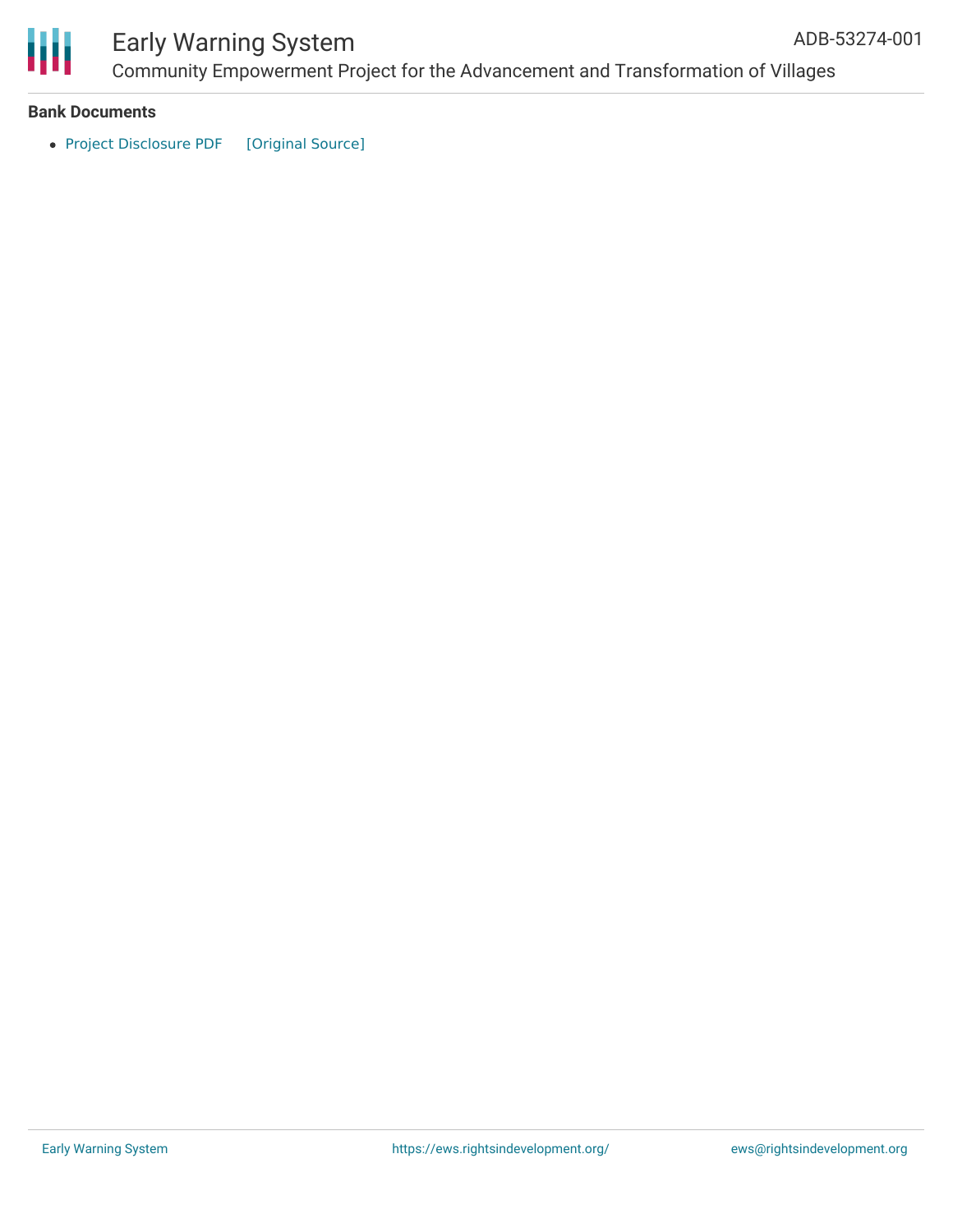**Bank Documents**

- Project Disclosure PDF [Original Source]